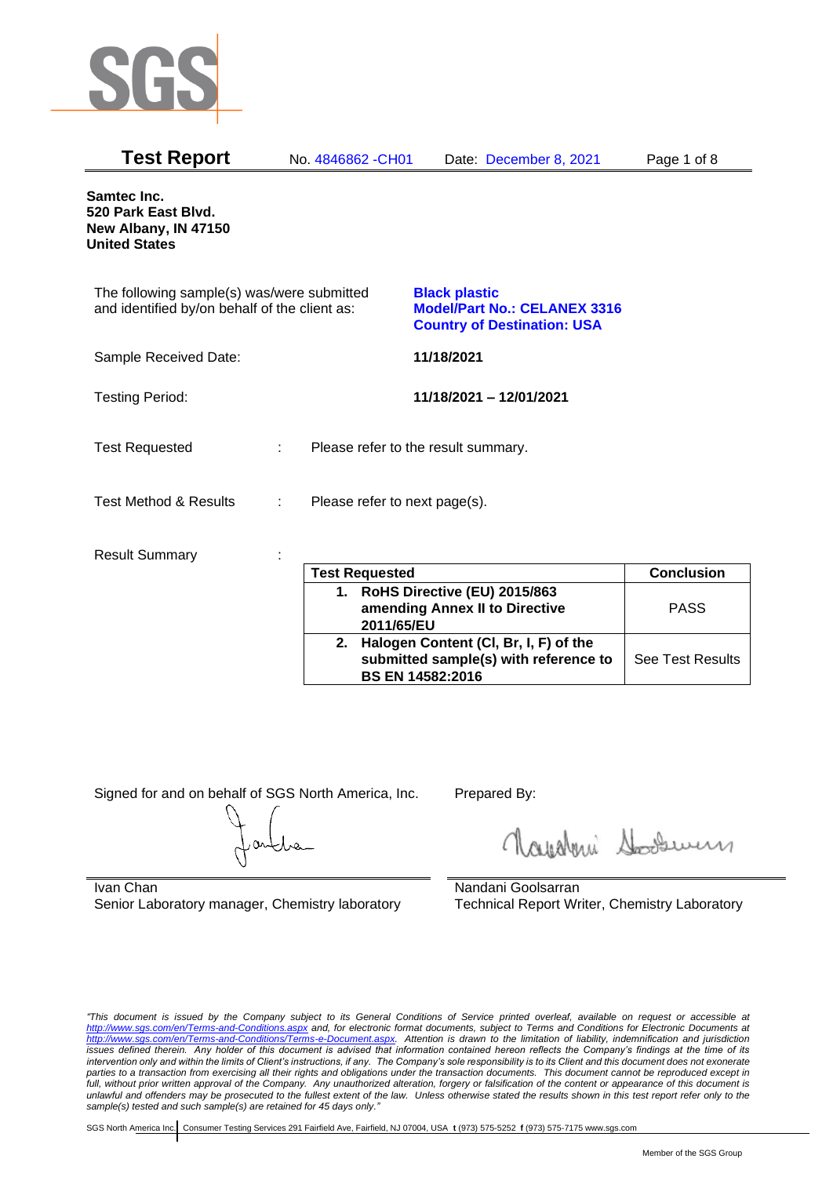SGS

**Test Report** No. 4846862 -CH01 Date: December 8, 2021

**Samtec Inc.**
**520 Park East Blvd.**
**New Albany, IN 47150**
**United States**

The following sample(s) was/were submitted and identified by/on behalf of the client as:

**Black plastic**
**Model/Part No.: CELANEX 3316**
**Country of Destination: USA**

Sample Received Date: **11/18/2021**

Testing Period: **11/18/2021 – 12/01/2021**

Test Requested : Please refer to the result summary.

Test Method & Results : Please refer to next page(s).

Result Summary :

| Test Requested | Conclusion |
|---|---|
| **1. RoHS Directive (EU) 2015/863 amending Annex II to Directive 2011/65/EU** | PASS |
| **2. Halogen Content (Cl, Br, I, F) of the submitted sample(s) with reference to BS EN 14582:2016** | See Test Results |

Signed for and on behalf of SGS North America, Inc.

Ivan Chan
Senior Laboratory manager, Chemistry laboratory

Prepared By:

Nandani Goolsarran
Technical Report Writer, Chemistry Laboratory

*"This document is issued by the Company subject to its General Conditions of Service printed overleaf, available on request or accessible at http://www.sgs.com/en/Terms-and-Conditions.aspx and, for electronic format documents, subject to Terms and Conditions for Electronic Documents at http://www.sgs.com/en/Terms-and-Conditions/Terms-e-Document.aspx. Attention is drawn to the limitation of liability, indemnification and jurisdiction issues defined therein. Any holder of this document is advised that information contained hereon reflects the Company's findings at the time of its intervention only and within the limits of Client's instructions, if any. The Company's sole responsibility is to its Client and this document does not exonerate parties to a transaction from exercising all their rights and obligations under the transaction documents. This document cannot be reproduced except in full, without prior written approval of the Company. Any unauthorized alteration, forgery or falsification of the content or appearance of this document is unlawful and offenders may be prosecuted to the fullest extent of the law. Unless otherwise stated the results shown in this test report refer only to the sample(s) tested and such sample(s) are retained for 45 days only."*

SGS North America Inc. | Consumer Testing Services 291 Fairfield Ave, Fairfield, NJ 07004, USA **t** (973) 575-5252 **f** (973) 575-7175 www.sgs.com

Member of the SGS Group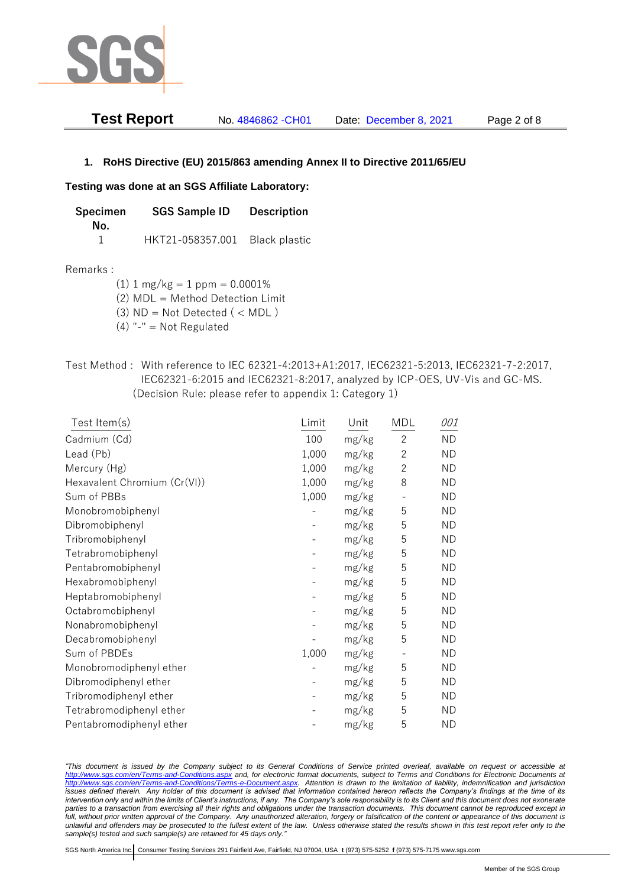## 1. RoHS Directive (EU) 2015/863 amending Annex II to Directive 2011/65/EU

**Testing was done at an SGS Affiliate Laboratory:**

| Specimen No. | SGS Sample ID | Description |
|---|---|---|
| 1 | HKT21-058357.001 | Black plastic |

Remarks :

(1) 1 mg/kg = 1 ppm = 0.0001%
(2) MDL = Method Detection Limit
(3) ND = Not Detected ( < MDL )
(4) "-" = Not Regulated

Test Method : With reference to IEC 62321-4:2013+A1:2017, IEC62321-5:2013, IEC62321-7-2:2017, IEC62321-6:2015 and IEC62321-8:2017, analyzed by ICP-OES, UV-Vis and GC-MS. (Decision Rule: please refer to appendix 1: Category 1)

| Test Item(s) | Limit | Unit | MDL | *001* |
|---|---|---|---|---|
| Cadmium (Cd) | 100 | mg/kg | 2 | ND |
| Lead (Pb) | 1,000 | mg/kg | 2 | ND |
| Mercury (Hg) | 1,000 | mg/kg | 2 | ND |
| Hexavalent Chromium (Cr(VI)) | 1,000 | mg/kg | 8 | ND |
| Sum of PBBs | 1,000 | mg/kg | - | ND |
| Monobromobiphenyl | - | mg/kg | 5 | ND |
| Dibromobiphenyl | - | mg/kg | 5 | ND |
| Tribromobiphenyl | - | mg/kg | 5 | ND |
| Tetrabromobiphenyl | - | mg/kg | 5 | ND |
| Pentabromobiphenyl | - | mg/kg | 5 | ND |
| Hexabromobiphenyl | - | mg/kg | 5 | ND |
| Heptabromobiphenyl | - | mg/kg | 5 | ND |
| Octabromobiphenyl | - | mg/kg | 5 | ND |
| Nonabromobiphenyl | - | mg/kg | 5 | ND |
| Decabromobiphenyl | - | mg/kg | 5 | ND |
| Sum of PBDEs | 1,000 | mg/kg | - | ND |
| Monobromodiphenyl ether | - | mg/kg | 5 | ND |
| Dibromodiphenyl ether | - | mg/kg | 5 | ND |
| Tribromodiphenyl ether | - | mg/kg | 5 | ND |
| Tetrabromodiphenyl ether | - | mg/kg | 5 | ND |
| Pentabromodiphenyl ether | - | mg/kg | 5 | ND |

*"This document is issued by the Company subject to its General Conditions of Service printed overleaf, available on request or accessible at http://www.sgs.com/en/Terms-and-Conditions.aspx and, for electronic format documents, subject to Terms and Conditions for Electronic Documents at http://www.sgs.com/en/Terms-and-Conditions/Terms-e-Document.aspx. Attention is drawn to the limitation of liability, indemnification and jurisdiction issues defined therein. Any holder of this document is advised that information contained hereon reflects the Company's findings at the time of its intervention only and within the limits of Client's instructions, if any. The Company's sole responsibility is to its Client and this document does not exonerate parties to a transaction from exercising all their rights and obligations under the transaction documents. This document cannot be reproduced except in full, without prior written approval of the Company. Any unauthorized alteration, forgery or falsification of the content or appearance of this document is unlawful and offenders may be prosecuted to the fullest extent of the law. Unless otherwise stated the results shown in this test report refer only to the sample(s) tested and such sample(s) are retained for 45 days only."*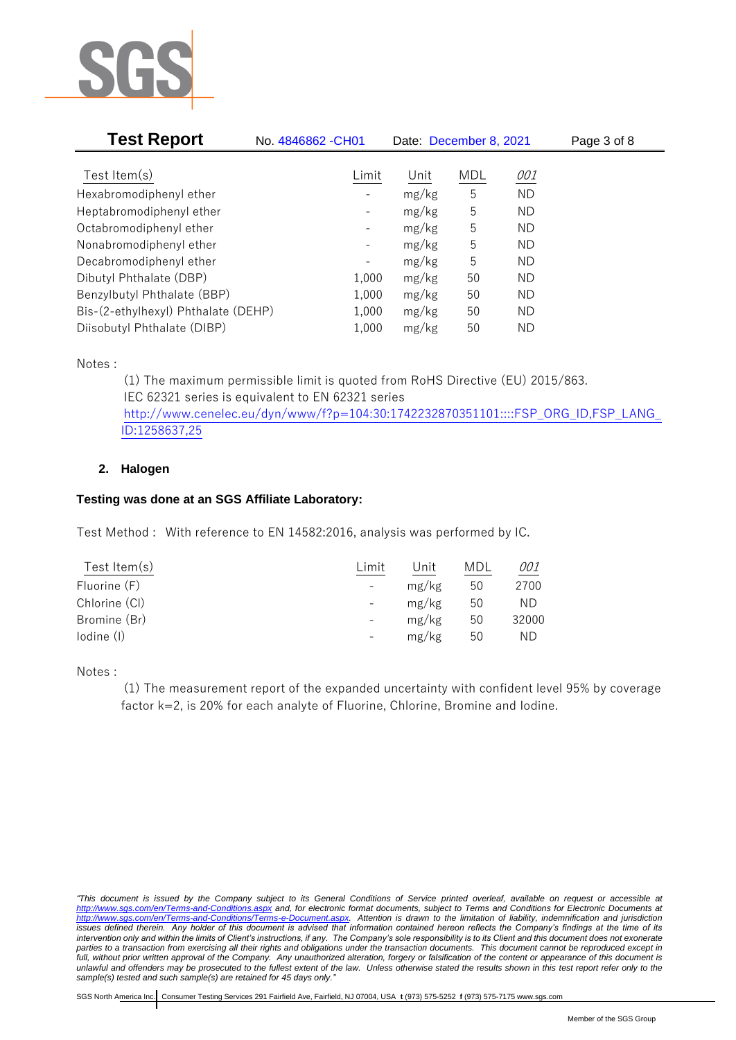| Test Item(s) | Limit | Unit | MDL | *001* |
|---|---|---|---|---|
| Hexabromodiphenyl ether | - | mg/kg | 5 | ND |
| Heptabromodiphenyl ether | - | mg/kg | 5 | ND |
| Octabromodiphenyl ether | - | mg/kg | 5 | ND |
| Nonabromodiphenyl ether | - | mg/kg | 5 | ND |
| Decabromodiphenyl ether | - | mg/kg | 5 | ND |
| Dibutyl Phthalate (DBP) | 1,000 | mg/kg | 50 | ND |
| Benzylbutyl Phthalate (BBP) | 1,000 | mg/kg | 50 | ND |
| Bis-(2-ethylhexyl) Phthalate (DEHP) | 1,000 | mg/kg | 50 | ND |
| Diisobutyl Phthalate (DIBP) | 1,000 | mg/kg | 50 | ND |

Notes :

(1) The maximum permissible limit is quoted from RoHS Directive (EU) 2015/863.
IEC 62321 series is equivalent to EN 62321 series
http://www.cenelec.eu/dyn/www/f?p=104:30:1742232870351101::::FSP_ORG_ID,FSP_LANG_ID:1258637,25

## 2. Halogen

**Testing was done at an SGS Affiliate Laboratory:**

Test Method : With reference to EN 14582:2016, analysis was performed by IC.

| Test Item(s) | Limit | Unit | MDL | *001* |
|---|---|---|---|---|
| Fluorine (F) | - | mg/kg | 50 | 2700 |
| Chlorine (Cl) | - | mg/kg | 50 | ND |
| Bromine (Br) | - | mg/kg | 50 | 32000 |
| Iodine (I) | - | mg/kg | 50 | ND |

Notes :

(1) The measurement report of the expanded uncertainty with confident level 95% by coverage factor k=2, is 20% for each analyte of Fluorine, Chlorine, Bromine and Iodine.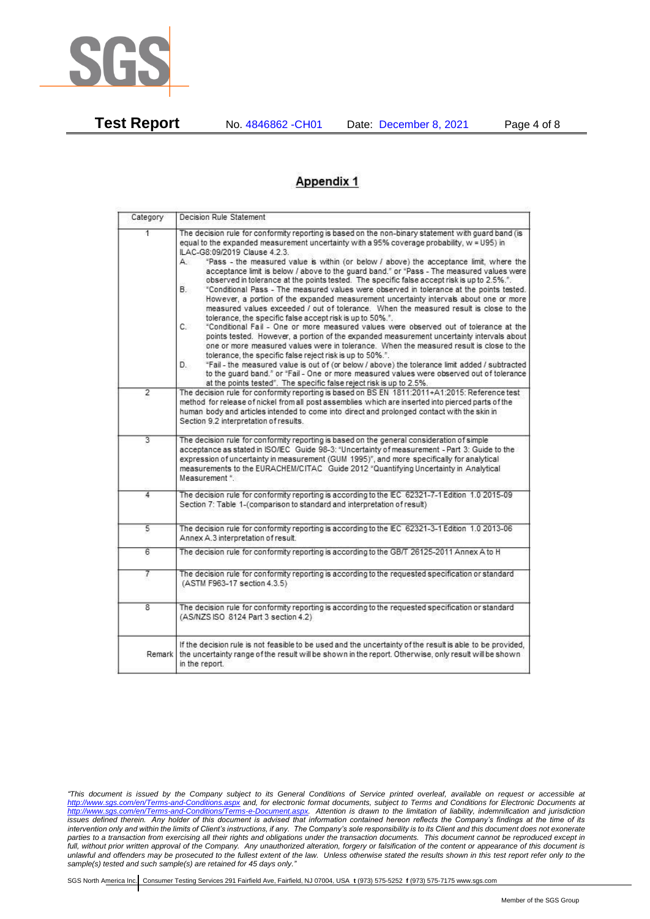## Appendix 1

| Category | Decision Rule Statement |
|---|---|
| 1 | The decision rule for conformity reporting is based on the non-binary statement with guard band (is equal to the expanded measurement uncertainty with a 95% coverage probability, w = U95) in ILAC-G8:09/2019 Clause 4.2.3.<br>A. "Pass - the measured value is within (or below / above) the acceptance limit, where the acceptance limit is below / above to the guard band." or "Pass - The measured values were observed in tolerance at the points tested. The specific false accept risk is up to 2.5%.".<br>B. "Conditional Pass - The measured values were observed in tolerance at the points tested. However, a portion of the expanded measurement uncertainty intervals about one or more measured values exceeded / out of tolerance. When the measured result is close to the tolerance, the specific false accept risk is up to 50%.".<br>C. "Conditional Fail - One or more measured values were observed out of tolerance at the points tested. However, a portion of the expanded measurement uncertainty intervals about one or more measured values were in tolerance. When the measured result is close to the tolerance, the specific false reject risk is up to 50%.".<br>D. "Fail - the measured value is out of (or below / above) the tolerance limit added / subtracted to the guard band." or "Fail - One or more measured values were observed out of tolerance at the points tested". The specific false reject risk is up to 2.5%. |
| 2 | The decision rule for conformity reporting is based on BS EN 1811:2011+A1:2015: Reference test method for release of nickel from all post assemblies which are inserted into pierced parts of the human body and articles intended to come into direct and prolonged contact with the skin in Section 9.2 interpretation of results. |
| 3 | The decision rule for conformity reporting is based on the general consideration of simple acceptance as stated in ISO/IEC Guide 98-3: "Uncertainty of measurement - Part 3: Guide to the expression of uncertainty in measurement (GUM 1995)", and more specifically for analytical measurements to the EURACHEM/CITAC Guide 2012 "Quantifying Uncertainty in Analytical Measurement ". |
| 4 | The decision rule for conformity reporting is according to the IEC 62321-7-1 Edition 1.0 2015-09 Section 7: Table 1-(comparison to standard and interpretation of result) |
| 5 | The decision rule for conformity reporting is according to the IEC 62321-3-1 Edition 1.0 2013-06 Annex A.3 interpretation of result. |
| 6 | The decision rule for conformity reporting is according to the GB/T 26125-2011 Annex A to H |
| 7 | The decision rule for conformity reporting is according to the requested specification or standard (ASTM F963-17 section 4.3.5) |
| 8 | The decision rule for conformity reporting is according to the requested specification or standard (AS/NZS ISO 8124 Part 3 section 4.2) |
| Remark | If the decision rule is not feasible to be used and the uncertainty of the result is able to be provided, the uncertainty range of the result will be shown in the report. Otherwise, only result will be shown in the report. |

*"This document is issued by the Company subject to its General Conditions of Service printed overleaf, available on request or accessible at http://www.sgs.com/en/Terms-and-Conditions.aspx and, for electronic format documents, subject to Terms and Conditions for Electronic Documents at http://www.sgs.com/en/Terms-and-Conditions/Terms-e-Document.aspx. Attention is drawn to the limitation of liability, indemnification and jurisdiction issues defined therein. Any holder of this document is advised that information contained hereon reflects the Company's findings at the time of its intervention only and within the limits of Client's instructions, if any. The Company's sole responsibility is to its Client and this document does not exonerate parties to a transaction from exercising all their rights and obligations under the transaction documents. This document cannot be reproduced except in full, without prior written approval of the Company. Any unauthorized alteration, forgery or falsification of the content or appearance of this document is unlawful and offenders may be prosecuted to the fullest extent of the law. Unless otherwise stated the results shown in this test report refer only to the sample(s) tested and such sample(s) are retained for 45 days only."*

SGS North America Inc. | Consumer Testing Services 291 Fairfield Ave, Fairfield, NJ 07004, USA **t** (973) 575-5252 **f** (973) 575-7175 www.sgs.com

Member of the SGS Group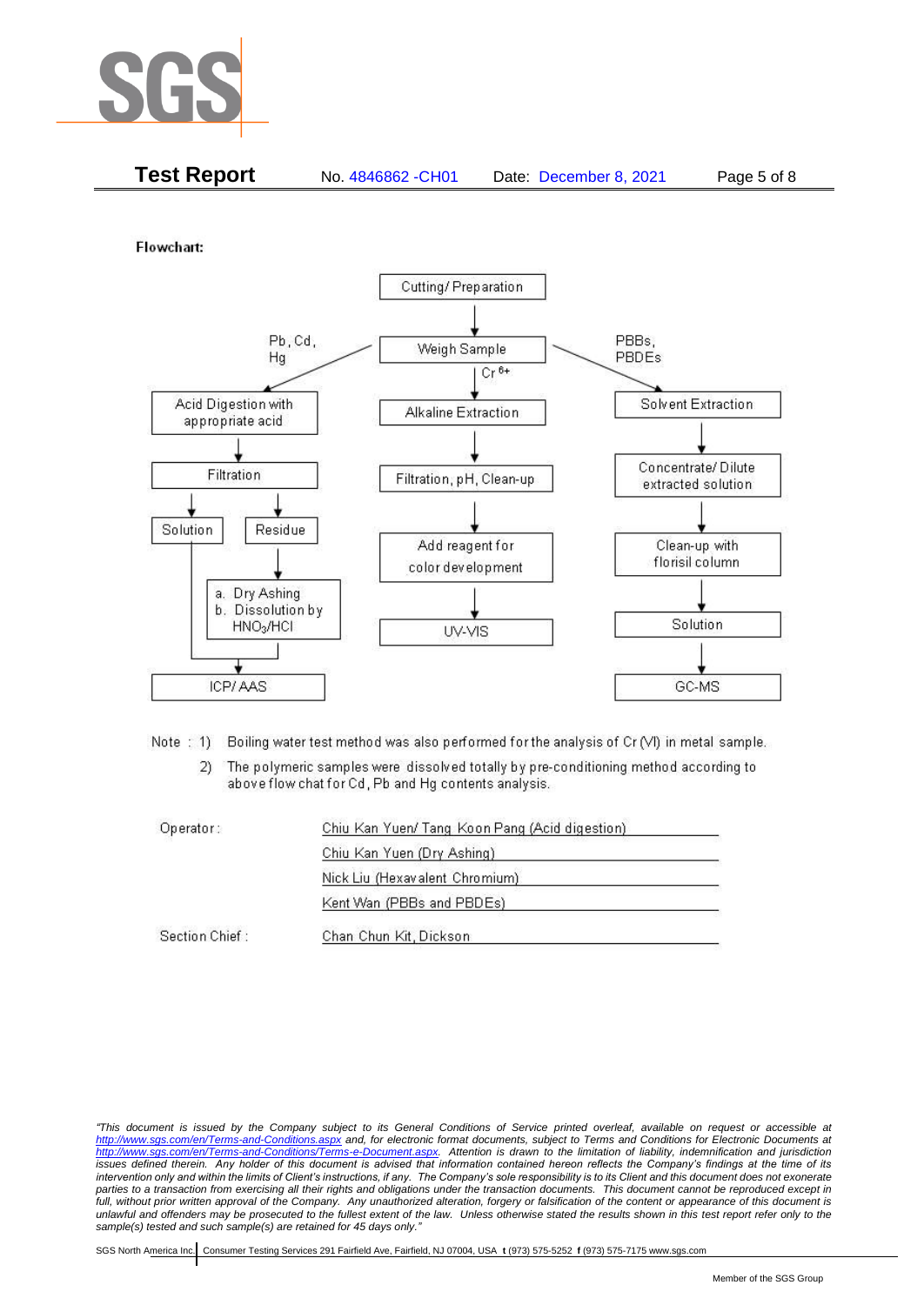**Test Report** No. 4846862 -CH01 Date: December 8, 2021

**Flowchart:**

- Cutting/ Preparation → Weigh Sample
  - Pb, Cd, Hg → Acid Digestion with appropriate acid → Filtration → Solution / Residue
    - Residue → a. Dry Ashing b. Dissolution by $HNO_3$/HCl → ICP/ AAS
    - Solution → ICP/ AAS
  - $Cr^{6+}$ → Alkaline Extraction → Filtration, pH, Clean-up → Add reagent for color development → UV-VIS
  - PBBs, PBDEs → Solvent Extraction → Concentrate/ Dilute extracted solution → Clean-up with florisil column → Solution → GC-MS

Note : 1) Boiling water test method was also performed for the analysis of Cr (VI) in metal sample.

2) The polymeric samples were dissolved totally by pre-conditioning method according to above flow chat for Cd, Pb and Hg contents analysis.

| | |
|---|---|
| Operator : | Chiu Kan Yuen/ Tang Koon Pang (Acid digestion) |
| | Chiu Kan Yuen (Dry Ashing) |
| | Nick Liu (Hexavalent Chromium) |
| | Kent Wan (PBBs and PBDEs) |
| Section Chief : | Chan Chun Kit, Dickson |

*"This document is issued by the Company subject to its General Conditions of Service printed overleaf, available on request or accessible at http://www.sgs.com/en/Terms-and-Conditions.aspx and, for electronic format documents, subject to Terms and Conditions for Electronic Documents at http://www.sgs.com/en/Terms-and-Conditions/Terms-e-Document.aspx. Attention is drawn to the limitation of liability, indemnification and jurisdiction issues defined therein. Any holder of this document is advised that information contained hereon reflects the Company's findings at the time of its intervention only and within the limits of Client's instructions, if any. The Company's sole responsibility is to its Client and this document does not exonerate parties to a transaction from exercising all their rights and obligations under the transaction documents. This document cannot be reproduced except in full, without prior written approval of the Company. Any unauthorized alteration, forgery or falsification of the content or appearance of this document is unlawful and offenders may be prosecuted to the fullest extent of the law. Unless otherwise stated the results shown in this test report refer only to the sample(s) tested and such sample(s) are retained for 45 days only."*

SGS North America Inc. | Consumer Testing Services 291 Fairfield Ave, Fairfield, NJ 07004, USA **t** (973) 575-5252 **f** (973) 575-7175 www.sgs.com

Member of the SGS Group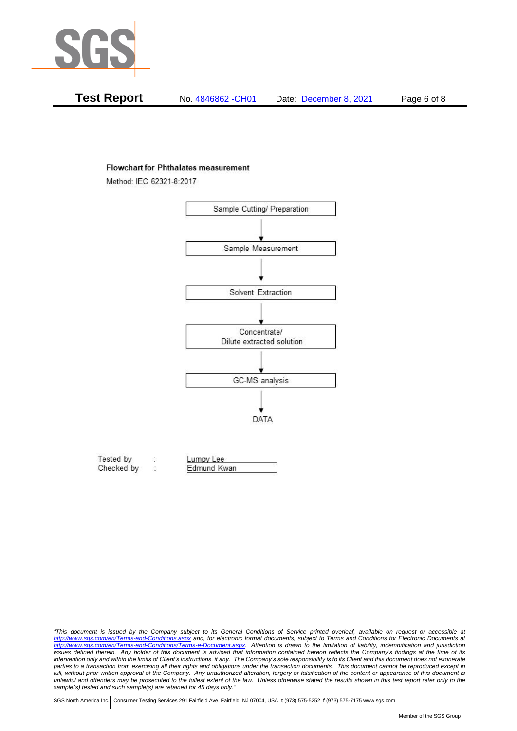### Flowchart for Phthalates measurement

Method: IEC 62321-8:2017

Sample Cutting/ Preparation

↓

Sample Measurement

↓

Solvent Extraction

↓

Concentrate/
Dilute extracted solution

↓

GC-MS analysis

↓

DATA

Tested by : Lumpy Lee
Checked by : Edmund Kwan

*"This document is issued by the Company subject to its General Conditions of Service printed overleaf, available on request or accessible at http://www.sgs.com/en/Terms-and-Conditions.aspx and, for electronic format documents, subject to Terms and Conditions for Electronic Documents at http://www.sgs.com/en/Terms-and-Conditions/Terms-e-Document.aspx. Attention is drawn to the limitation of liability, indemnification and jurisdiction issues defined therein. Any holder of this document is advised that information contained hereon reflects the Company's findings at the time of its intervention only and within the limits of Client's instructions, if any. The Company's sole responsibility is to its Client and this document does not exonerate parties to a transaction from exercising all their rights and obligations under the transaction documents. This document cannot be reproduced except in full, without prior written approval of the Company. Any unauthorized alteration, forgery or falsification of the content or appearance of this document is unlawful and offenders may be prosecuted to the fullest extent of the law. Unless otherwise stated the results shown in this test report refer only to the sample(s) tested and such sample(s) are retained for 45 days only."*

SGS North America Inc. | Consumer Testing Services 291 Fairfield Ave, Fairfield, NJ 07004, USA **t** (973) 575-5252 **f** (973) 575-7175 www.sgs.com

Member of the SGS Group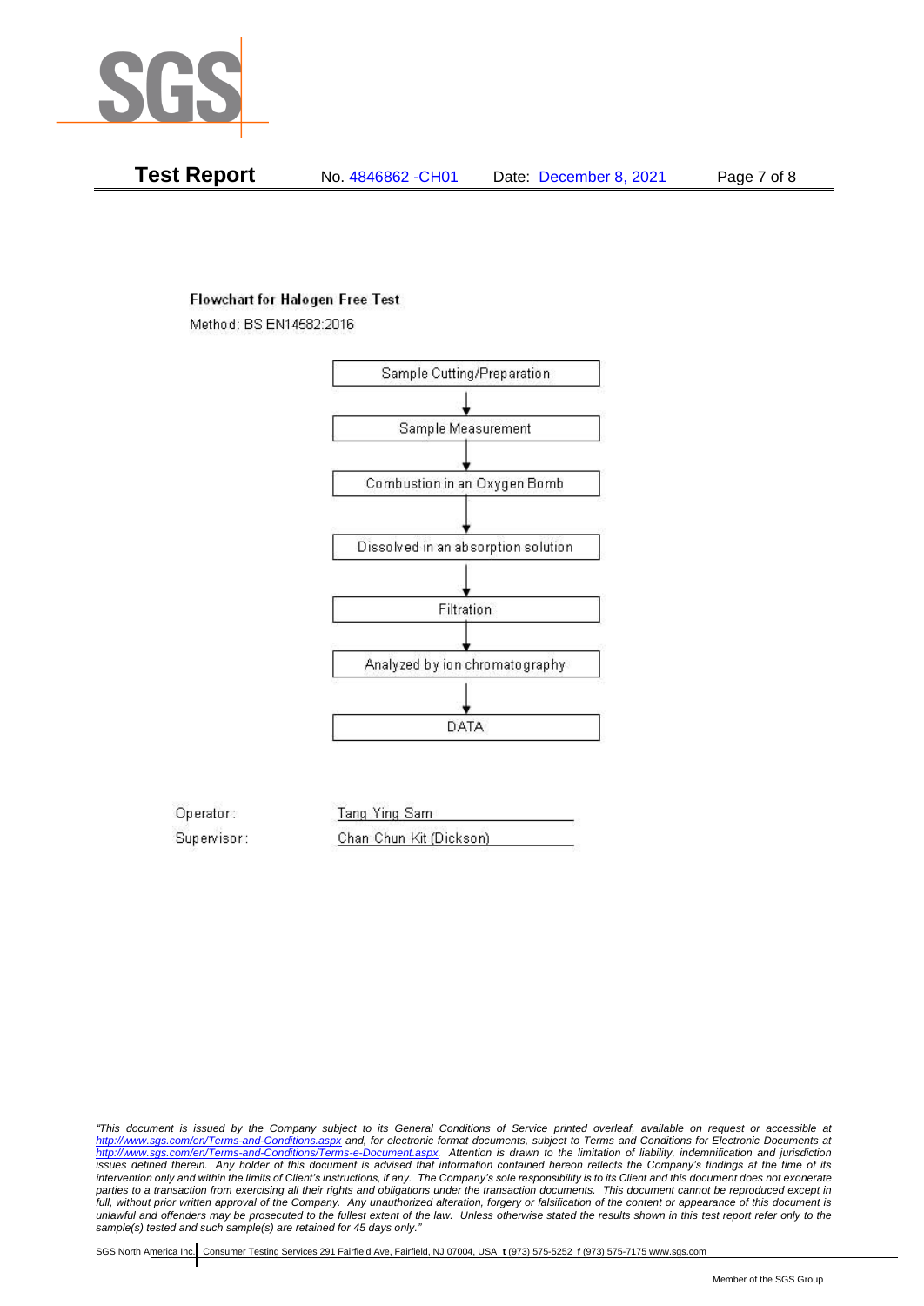**Flowchart for Halogen Free Test**

Method: BS EN14582:2016

Sample Cutting/Preparation

↓

Sample Measurement

↓

Combustion in an Oxygen Bomb

↓

Dissolved in an absorption solution

↓

Filtration

↓

Analyzed by ion chromatography

↓

DATA

Operator: Tang Ying Sam

Supervisor: Chan Chun Kit (Dickson)

*"This document is issued by the Company subject to its General Conditions of Service printed overleaf, available on request or accessible at http://www.sgs.com/en/Terms-and-Conditions.aspx and, for electronic format documents, subject to Terms and Conditions for Electronic Documents at http://www.sgs.com/en/Terms-and-Conditions/Terms-e-Document.aspx. Attention is drawn to the limitation of liability, indemnification and jurisdiction issues defined therein. Any holder of this document is advised that information contained hereon reflects the Company's findings at the time of its intervention only and within the limits of Client's instructions, if any. The Company's sole responsibility is to its Client and this document does not exonerate parties to a transaction from exercising all their rights and obligations under the transaction documents. This document cannot be reproduced except in full, without prior written approval of the Company. Any unauthorized alteration, forgery or falsification of the content or appearance of this document is unlawful and offenders may be prosecuted to the fullest extent of the law. Unless otherwise stated the results shown in this test report refer only to the sample(s) tested and such sample(s) are retained for 45 days only."*

SGS North America Inc. | Consumer Testing Services 291 Fairfield Ave, Fairfield, NJ 07004, USA **t** (973) 575-5252 **f** (973) 575-7175 www.sgs.com

Member of the SGS Group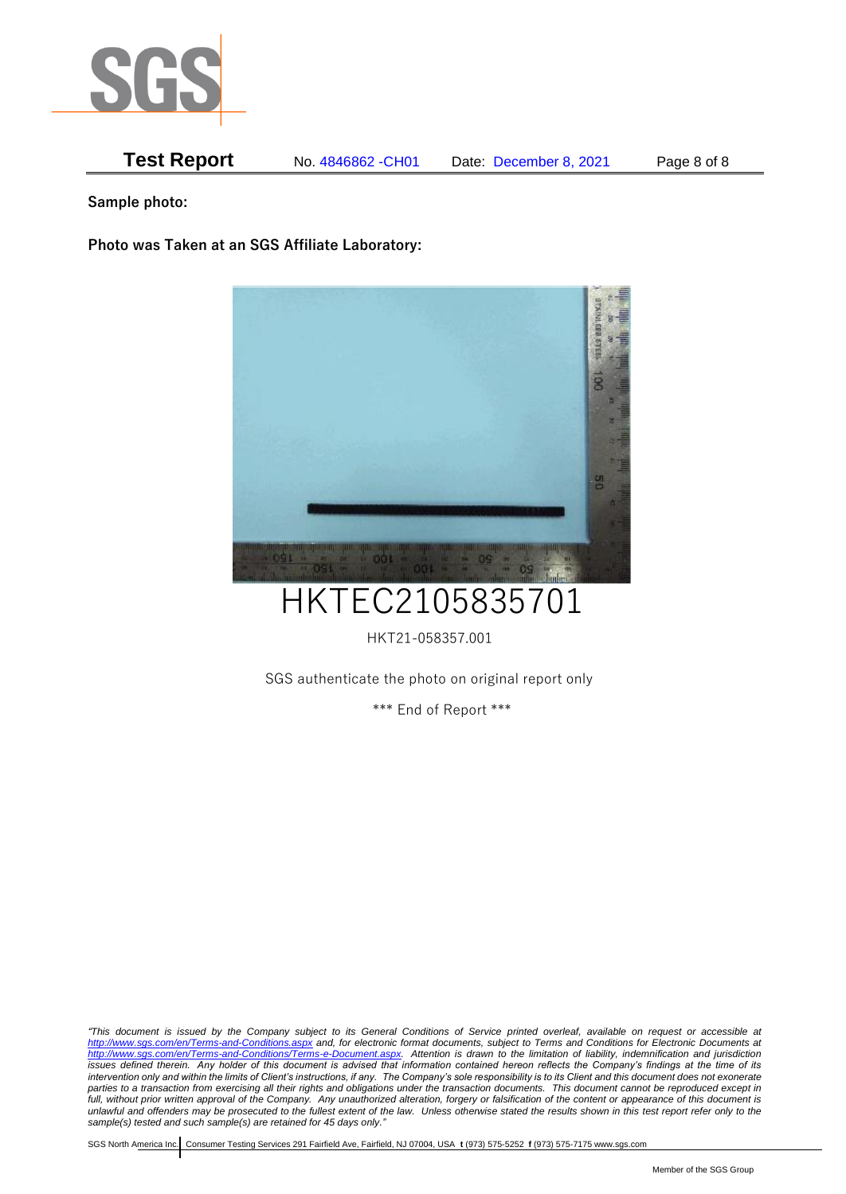**Test Report** No. 4846862 -CH01 Date: December 8, 2021

**Sample photo:**

**Photo was Taken at an SGS Affiliate Laboratory:**

HKTEC2105835701

HKT21-058357.001

SGS authenticate the photo on original report only

\*\*\* End of Report \*\*\*

*"This document is issued by the Company subject to its General Conditions of Service printed overleaf, available on request or accessible at http://www.sgs.com/en/Terms-and-Conditions.aspx and, for electronic format documents, subject to Terms and Conditions for Electronic Documents at http://www.sgs.com/en/Terms-and-Conditions/Terms-e-Document.aspx. Attention is drawn to the limitation of liability, indemnification and jurisdiction issues defined therein. Any holder of this document is advised that information contained hereon reflects the Company's findings at the time of its intervention only and within the limits of Client's instructions, if any. The Company's sole responsibility is to its Client and this document does not exonerate parties to a transaction from exercising all their rights and obligations under the transaction documents. This document cannot be reproduced except in full, without prior written approval of the Company. Any unauthorized alteration, forgery or falsification of the content or appearance of this document is unlawful and offenders may be prosecuted to the fullest extent of the law. Unless otherwise stated the results shown in this test report refer only to the sample(s) tested and such sample(s) are retained for 45 days only."*

SGS North America Inc. | Consumer Testing Services 291 Fairfield Ave, Fairfield, NJ 07004, USA **t** (973) 575-5252 **f** (973) 575-7175 www.sgs.com

Member of the SGS Group